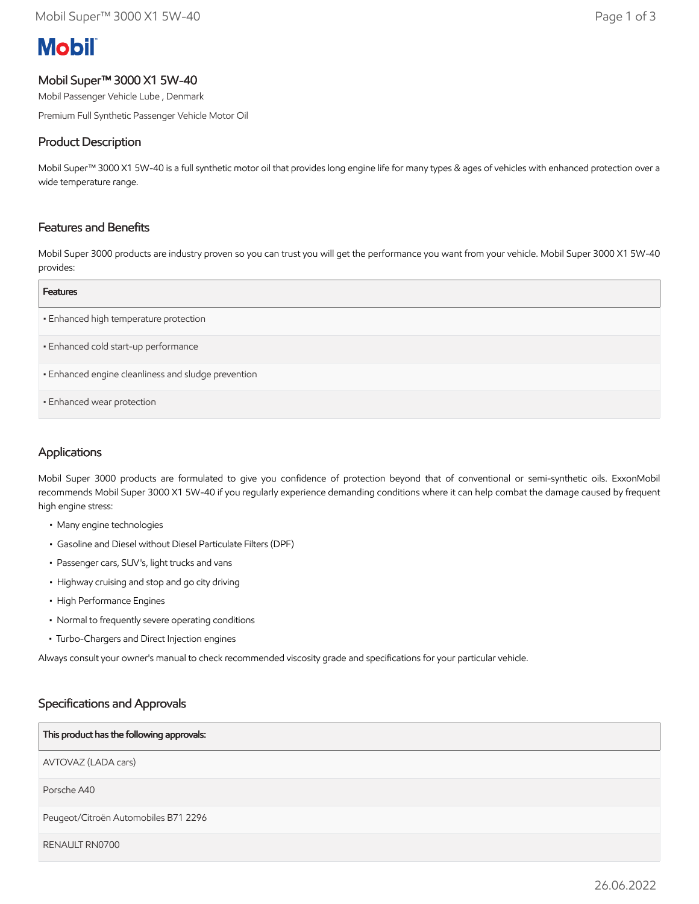Mobil

# Mobil Super™ 3000 X1 5W-40

Mobil Passenger Vehicle Lube , Denmark

Premium Full Synthetic Passenger Vehicle Motor Oil

## Product Description

Mobil Super™ 3000 X1 5W-40 is a full synthetic motor oil that provides long engine life for many types & ages of vehicles with enhanced protection over a wide temperature range.

## Features and Benefits

Mobil Super 3000 products are industry proven so you can trust you will get the performance you want from your vehicle. Mobil Super 3000 X1 5W-40 provides:

| Features |
| --- |
| • Enhanced high temperature protection |
| • Enhanced cold start-up performance |
| • Enhanced engine cleanliness and sludge prevention |
| • Enhanced wear protection |

## Applications

Mobil Super 3000 products are formulated to give you confidence of protection beyond that of conventional or semi-synthetic oils. ExxonMobil recommends Mobil Super 3000 X1 5W-40 if you regularly experience demanding conditions where it can help combat the damage caused by frequent high engine stress:

- Many engine technologies
- Gasoline and Diesel without Diesel Particulate Filters (DPF)
- Passenger cars, SUV's, light trucks and vans
- Highway cruising and stop and go city driving
- High Performance Engines
- Normal to frequently severe operating conditions
- Turbo-Chargers and Direct Injection engines

Always consult your owner's manual to check recommended viscosity grade and specifications for your particular vehicle.

## Specifications and Approvals

| This product has the following approvals: |
| --- |
| AVTOVAZ (LADA cars) |
| Porsche A40 |
| Peugeot/Citroën Automobiles B71 2296 |
| RENAULT RN0700 |

26.06.2022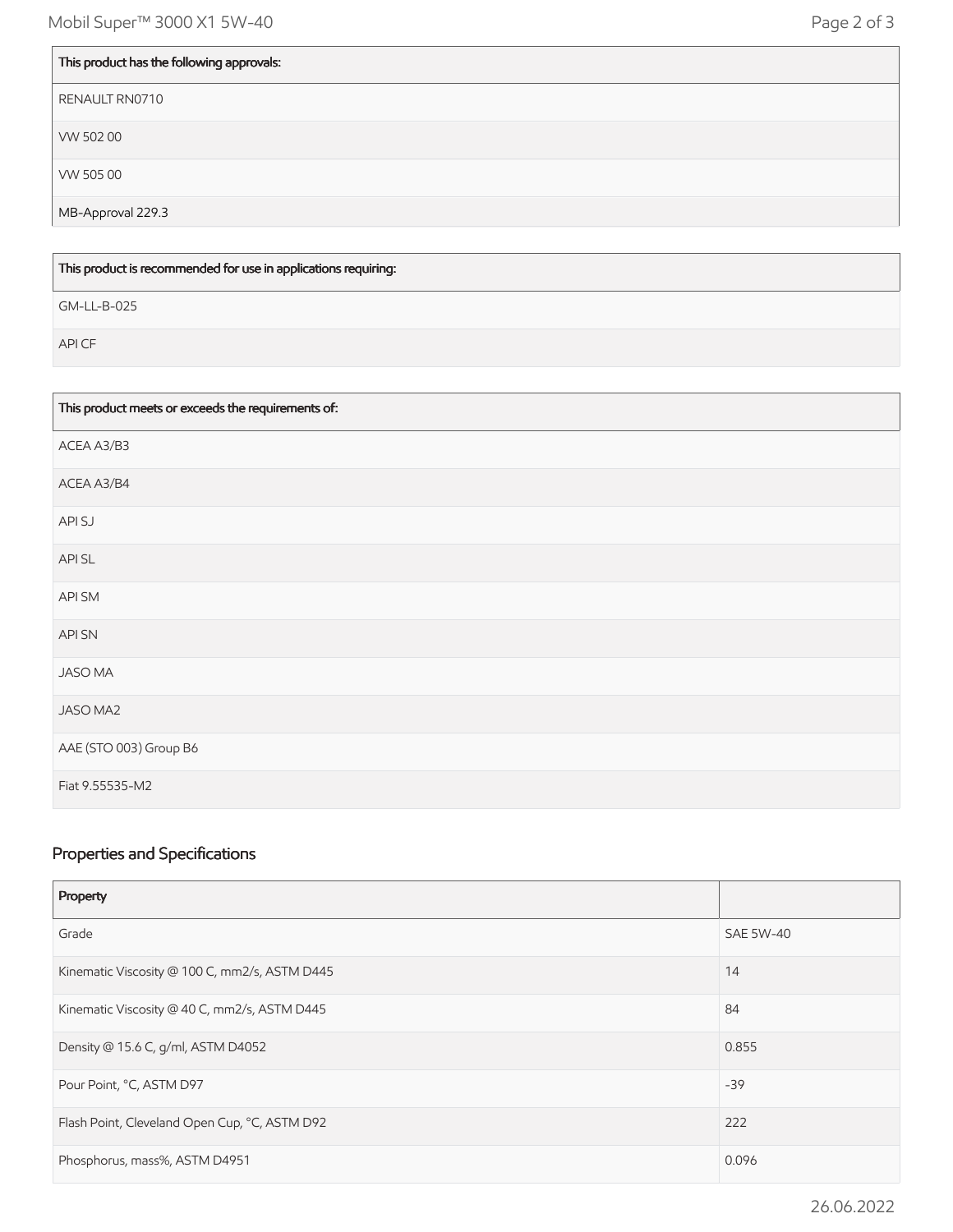| This product has the following approvals: |
|---|
| RENAULT RN0710 |
| VW 502 00 |
| VW 505 00 |
| MB-Approval 229.3 |

| This product is recommended for use in applications requiring: |
|---|
| GM-LL-B-025 |
| API CF |

| This product meets or exceeds the requirements of: |
|---|
| ACEA A3/B3 |
| ACEA A3/B4 |
| API SJ |
| API SL |
| API SM |
| API SN |
| JASO MA |
| JASO MA2 |
| AAE (STO 003) Group B6 |
| Fiat 9.55535-M2 |

## Properties and Specifications

| Property | |
|---|---|
| Grade | SAE 5W-40 |
| Kinematic Viscosity @ 100 C, mm2/s, ASTM D445 | 14 |
| Kinematic Viscosity @ 40 C, mm2/s, ASTM D445 | 84 |
| Density @ 15.6 C, g/ml, ASTM D4052 | 0.855 |
| Pour Point, °C, ASTM D97 | -39 |
| Flash Point, Cleveland Open Cup, °C, ASTM D92 | 222 |
| Phosphorus, mass%, ASTM D4951 | 0.096 |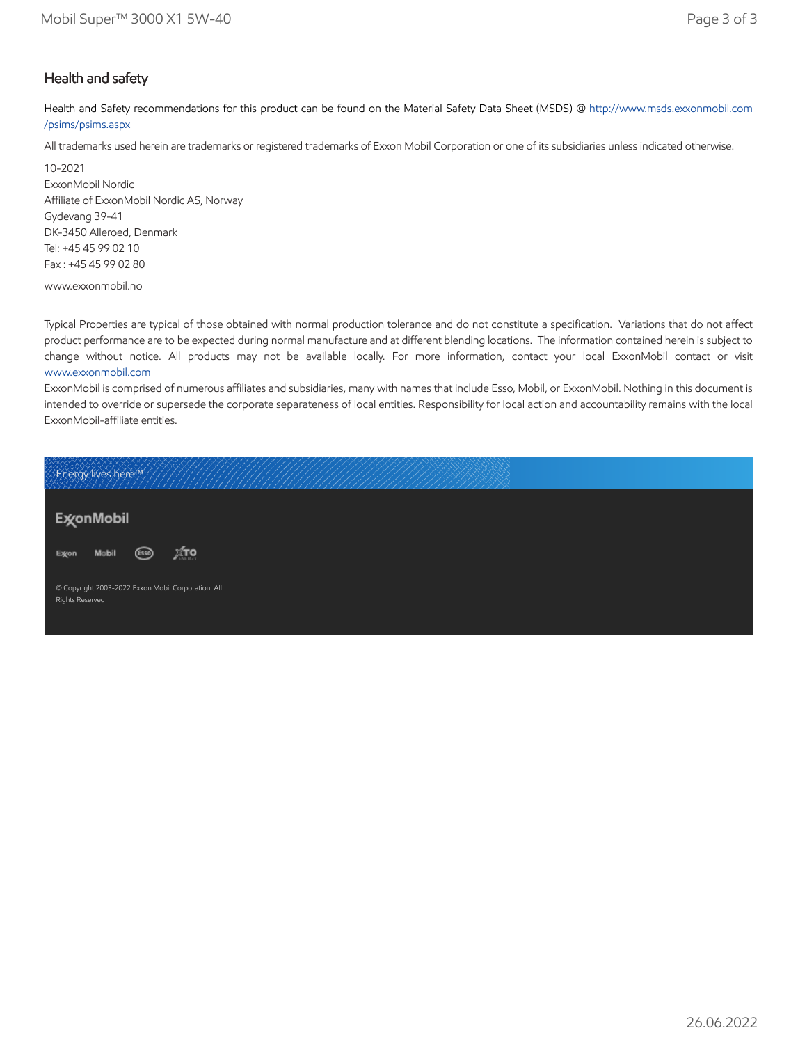## Health and safety

Health and Safety recommendations for this product can be found on the Material Safety Data Sheet (MSDS) @ http://www.msds.exxonmobil.com/psims/psims.aspx

All trademarks used herein are trademarks or registered trademarks of Exxon Mobil Corporation or one of its subsidiaries unless indicated otherwise.

10-2021
ExxonMobil Nordic
Affiliate of ExxonMobil Nordic AS, Norway
Gydevang 39-41
DK-3450 Alleroed, Denmark
Tel: +45 45 99 02 10
Fax : +45 45 99 02 80

www.exxonmobil.no

Typical Properties are typical of those obtained with normal production tolerance and do not constitute a specification. Variations that do not affect product performance are to be expected during normal manufacture and at different blending locations. The information contained herein is subject to change without notice. All products may not be available locally. For more information, contact your local ExxonMobil contact or visit www.exxonmobil.com

ExxonMobil is comprised of numerous affiliates and subsidiaries, many with names that include Esso, Mobil, or ExxonMobil. Nothing in this document is intended to override or supersede the corporate separateness of local entities. Responsibility for local action and accountability remains with the local ExxonMobil-affiliate entities.

Energy lives here™

ExxonMobil

Exxon Mobil Esso XTO

© Copyright 2003-2022 Exxon Mobil Corporation. All Rights Reserved